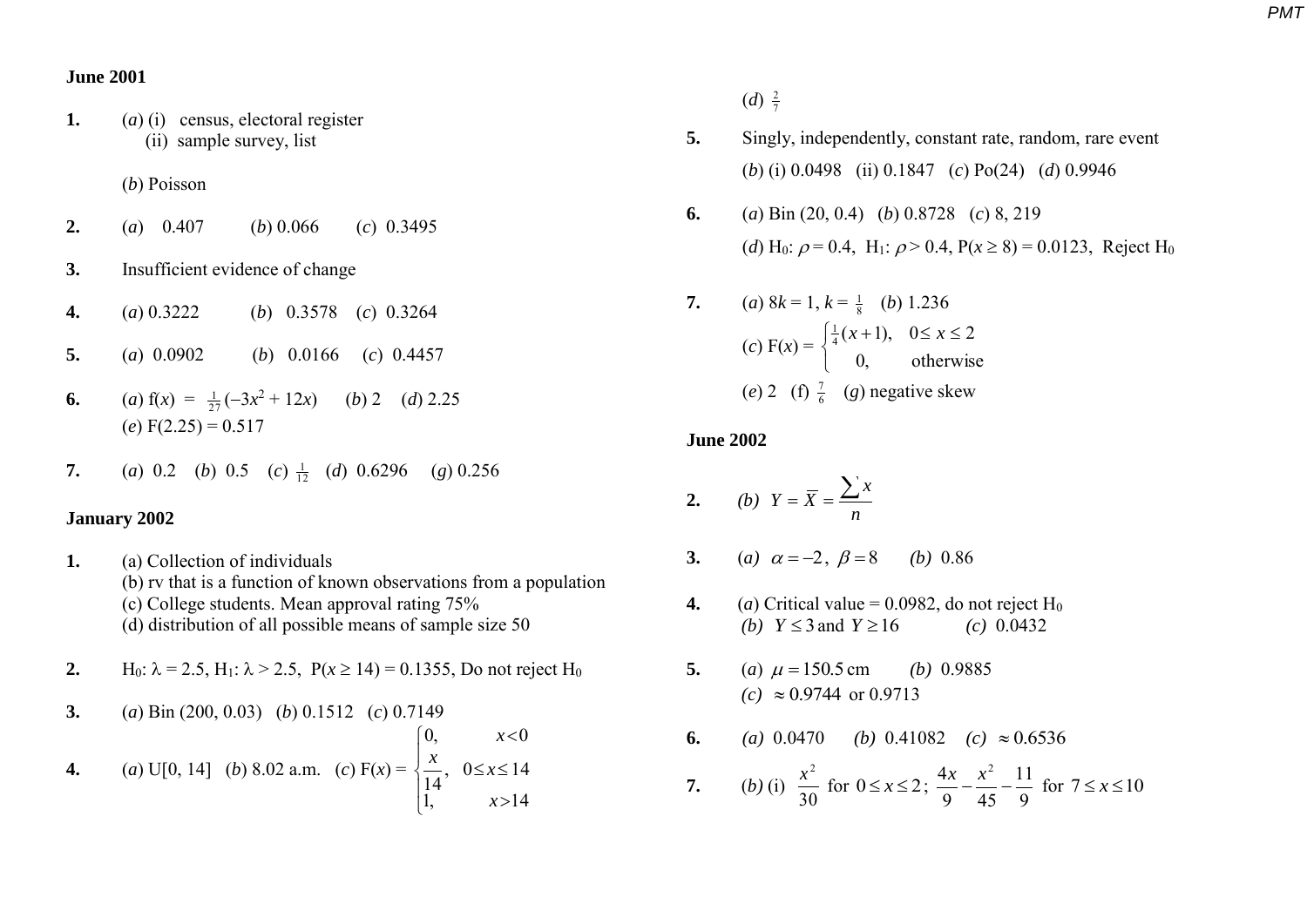**June 2001**

1. (*a*) (i) census, electoral register
   (ii) sample survey, list

   (*b*) Poisson

2. (*a*) 0.407 (*b*) 0.066 (*c*) 0.3495

3. Insufficient evidence of change

4. (*a*) 0.3222 (*b*) 0.3578 (*c*) 0.3264

5. (*a*) 0.0902 (*b*) 0.0166 (*c*) 0.4457

6. (*a*) $f(x) = \frac{1}{27}(-3x^2 + 12x)$ (*b*) 2 (*d*) 2.25
   (*e*) F(2.25) = 0.517

7. (*a*) 0.2 (*b*) 0.5 (*c*) $\frac{1}{12}$ (*d*) 0.6296 (*g*) 0.256

**January 2002**

1. (a) Collection of individuals
   (b) rv that is a function of known observations from a population
   (c) College students. Mean approval rating 75%
   (d) distribution of all possible means of sample size 50

2. $H_0$: $\lambda = 2.5$, $H_1$: $\lambda > 2.5$, $P(x \geq 14) = 0.1355$, Do not reject $H_0$

3. (*a*) Bin (200, 0.03) (*b*) 0.1512 (*c*) 0.7149

4. (*a*) U[0, 14] (*b*) 8.02 a.m. (*c*) $F(x) = \begin{cases} 0, & x<0 \\ \dfrac{x}{14}, & 0 \leq x \leq 14 \\ 1, & x>14 \end{cases}$

   (*d*) $\frac{2}{7}$

5. Singly, independently, constant rate, random, rare event
   (*b*) (i) 0.0498 (ii) 0.1847 (*c*) Po(24) (*d*) 0.9946

6. (*a*) Bin (20, 0.4) (*b*) 0.8728 (*c*) 8, 219
   (*d*) $H_0$: $\rho = 0.4$, $H_1$: $\rho > 0.4$, $P(x \geq 8) = 0.0123$, Reject $H_0$

7. (*a*) $8k = 1$, $k = \frac{1}{8}$ (*b*) 1.236
   (*c*) $F(x) = \begin{cases} \frac{1}{4}(x+1), & 0 \leq x \leq 2 \\ 0, & \text{otherwise} \end{cases}$
   (*e*) 2 (f) $\frac{7}{6}$ (*g*) negative skew

**June 2002**

2. (*b*) $Y = \overline{X} = \dfrac{\sum x}{n}$

3. (*a*) $\alpha = -2$, $\beta = 8$ (*b*) 0.86

4. (*a*) Critical value = 0.0982, do not reject $H_0$
   (*b*) $Y \leq 3$ and $Y \geq 16$ (*c*) 0.0432

5. (*a*) $\mu = 150.5$ cm (*b*) 0.9885
   (*c*) $\approx 0.9744$ or 0.9713

6. (*a*) 0.0470 (*b*) 0.41082 (*c*) $\approx 0.6536$

7. (*b*) (i) $\dfrac{x^2}{30}$ for $0 \leq x \leq 2$; $\dfrac{4x}{9} - \dfrac{x^2}{45} - \dfrac{11}{9}$ for $7 \leq x \leq 10$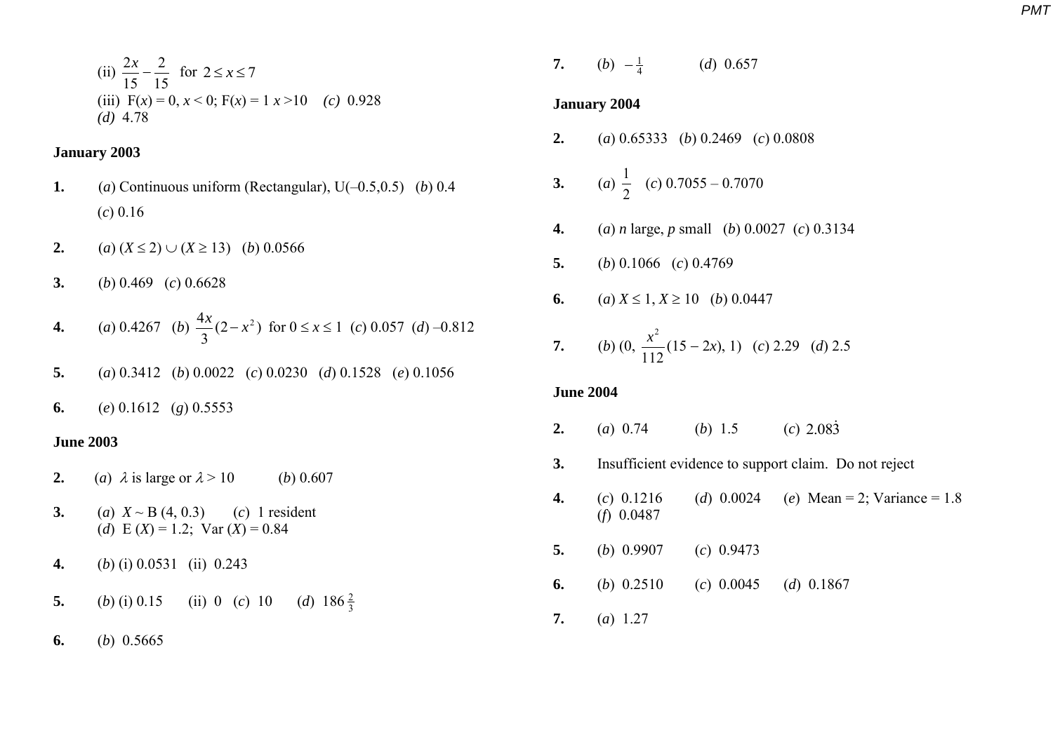(ii) $\frac{2x}{15} - \frac{2}{15}$ for $2 \le x \le 7$

(iii) F($x$) = 0, $x$ < 0; F($x$) = 1 $x$ >10 *(c)* 0.928

*(d)* 4.78

## January 2003

**1.** (*a*) Continuous uniform (Rectangular), U(–0.5,0.5) (*b*) 0.4
(*c*) 0.16

**2.** (*a*) $(X \le 2) \cup (X \ge 13)$ (*b*) 0.0566

**3.** (*b*) 0.469 (*c*) 0.6628

**4.** (*a*) 0.4267 (*b*) $\frac{4x}{3}(2 - x^2)$ for $0 \le x \le 1$ (*c*) 0.057 (*d*) –0.812

**5.** (*a*) 0.3412 (*b*) 0.0022 (*c*) 0.0230 (*d*) 0.1528 (*e*) 0.1056

**6.** (*e*) 0.1612 (*g*) 0.5553

## June 2003

**2.** (*a*) $\lambda$ is large or $\lambda > 10$ (*b*) 0.607

**3.** (*a*) $X \sim$ B (4, 0.3) (*c*) 1 resident
(*d*) E ($X$) = 1.2; Var ($X$) = 0.84

**4.** (*b*) (i) 0.0531 (ii) 0.243

**5.** (*b*) (i) 0.15 (ii) 0 (*c*) 10 (*d*) $186\frac{2}{3}$

**6.** (*b*) 0.5665

**7.** (*b*) $-\frac{1}{4}$ (*d*) 0.657

## January 2004

**2.** (*a*) 0.65333 (*b*) 0.2469 (*c*) 0.0808

**3.** (*a*) $\frac{1}{2}$ (*c*) 0.7055 – 0.7070

**4.** (*a*) $n$ large, $p$ small (*b*) 0.0027 (*c*) 0.3134

**5.** (*b*) 0.1066 (*c*) 0.4769

**6.** (*a*) $X \le 1$, $X \ge 10$ (*b*) 0.0447

**7.** (*b*) $(0, \frac{x^2}{112}(15 - 2x), 1)$ (*c*) 2.29 (*d*) 2.5

## June 2004

**2.** (*a*) 0.74 (*b*) 1.5 (*c*) $2.08\dot{3}$

**3.** Insufficient evidence to support claim. Do not reject

**4.** (*c*) 0.1216 (*d*) 0.0024 (*e*) Mean = 2; Variance = 1.8
(*f*) 0.0487

**5.** (*b*) 0.9907 (*c*) 0.9473

**6.** (*b*) 0.2510 (*c*) 0.0045 (*d*) 0.1867

**7.** (*a*) 1.27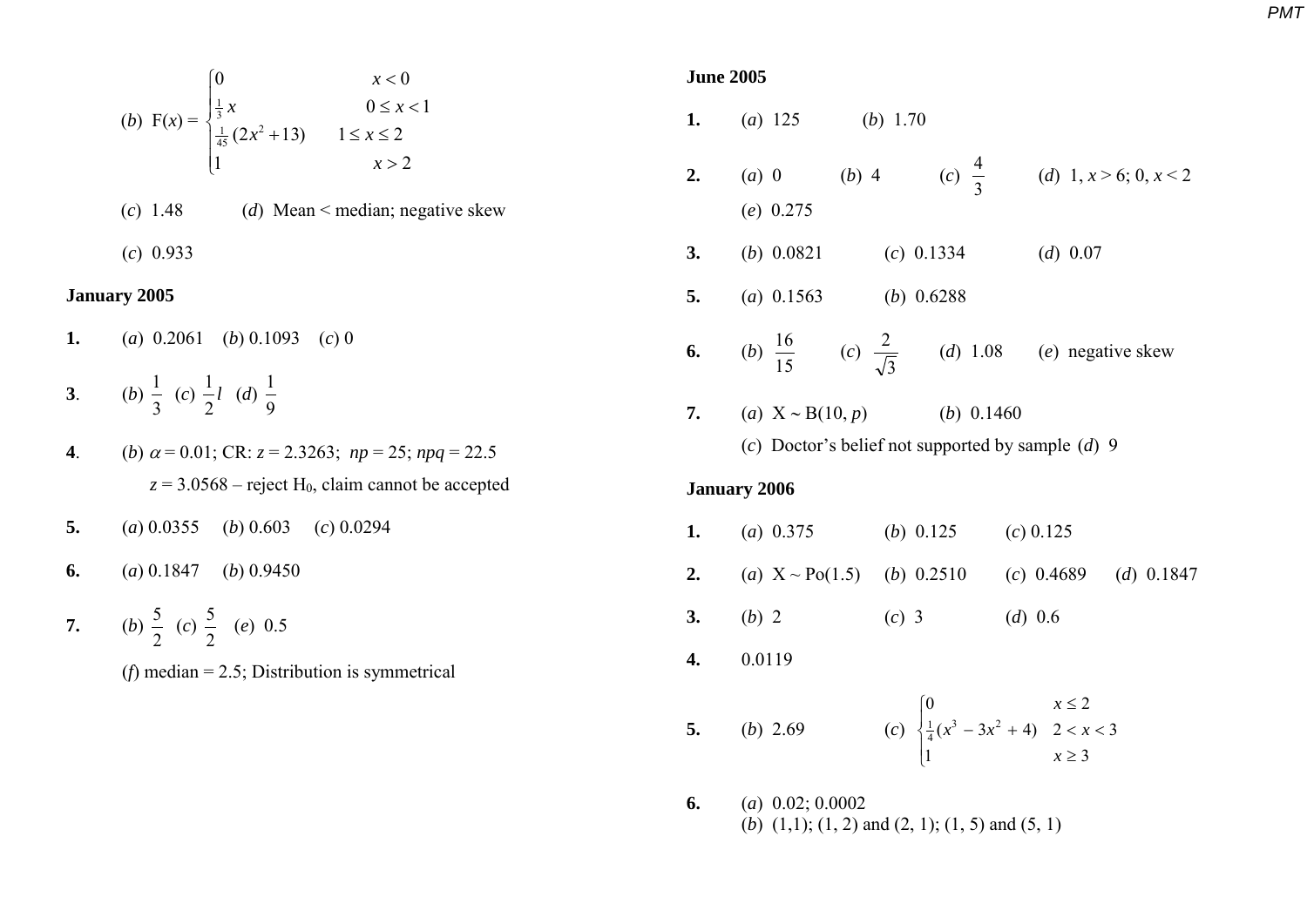(*b*) $F(x) = \begin{cases} 0 & x < 0 \\ \frac{1}{3}x & 0 \le x < 1 \\ \frac{1}{45}(2x^2 + 13) & 1 \le x \le 2 \\ 1 & x > 2 \end{cases}$

(*c*) 1.48 (*d*) Mean < median; negative skew

(*c*) 0.933

## January 2005

**1.** (*a*) 0.2061 (*b*) 0.1093 (*c*) 0

**3**. (*b*) $\frac{1}{3}$ (*c*) $\frac{1}{2}l$ (*d*) $\frac{1}{9}$

**4**. (*b*) $\alpha = 0.01$; CR: $z = 2.3263$; $np = 25$; $npq = 22.5$

$z = 3.0568$ – reject $H_0$, claim cannot be accepted

**5.** (*a*) 0.0355 (*b*) 0.603 (*c*) 0.0294

**6.** (*a*) 0.1847 (*b*) 0.9450

**7.** (*b*) $\frac{5}{2}$ (*c*) $\frac{5}{2}$ (*e*) 0.5

(*f*) median = 2.5; Distribution is symmetrical

## June 2005

**1.** (*a*) 125 (*b*) 1.70

**2.** (*a*) 0 (*b*) 4 (*c*) $\frac{4}{3}$ (*d*) 1, $x > 6$; 0, $x < 2$

(*e*) 0.275

**3.** (*b*) 0.0821 (*c*) 0.1334 (*d*) 0.07

**5.** (*a*) 0.1563 (*b*) 0.6288

**6.** (*b*) $\frac{16}{15}$ (*c*) $\frac{2}{\sqrt{3}}$ (*d*) 1.08 (*e*) negative skew

**7.** (*a*) $X \sim B(10, p)$ (*b*) 0.1460

(*c*) Doctor's belief not supported by sample (*d*) 9

## January 2006

**1.** (*a*) 0.375 (*b*) 0.125 (*c*) 0.125

**2.** (*a*) $X \sim Po(1.5)$ (*b*) 0.2510 (*c*) 0.4689 (*d*) 0.1847

**3.** (*b*) 2 (*c*) 3 (*d*) 0.6

**4.** 0.0119

**5.** (*b*) 2.69 (*c*) $\begin{cases} 0 & x \le 2 \\ \frac{1}{4}(x^3 - 3x^2 + 4) & 2 < x < 3 \\ 1 & x \ge 3 \end{cases}$

**6.** (*a*) 0.02; 0.0002

(*b*) (1,1); (1, 2) and (2, 1); (1, 5) and (5, 1)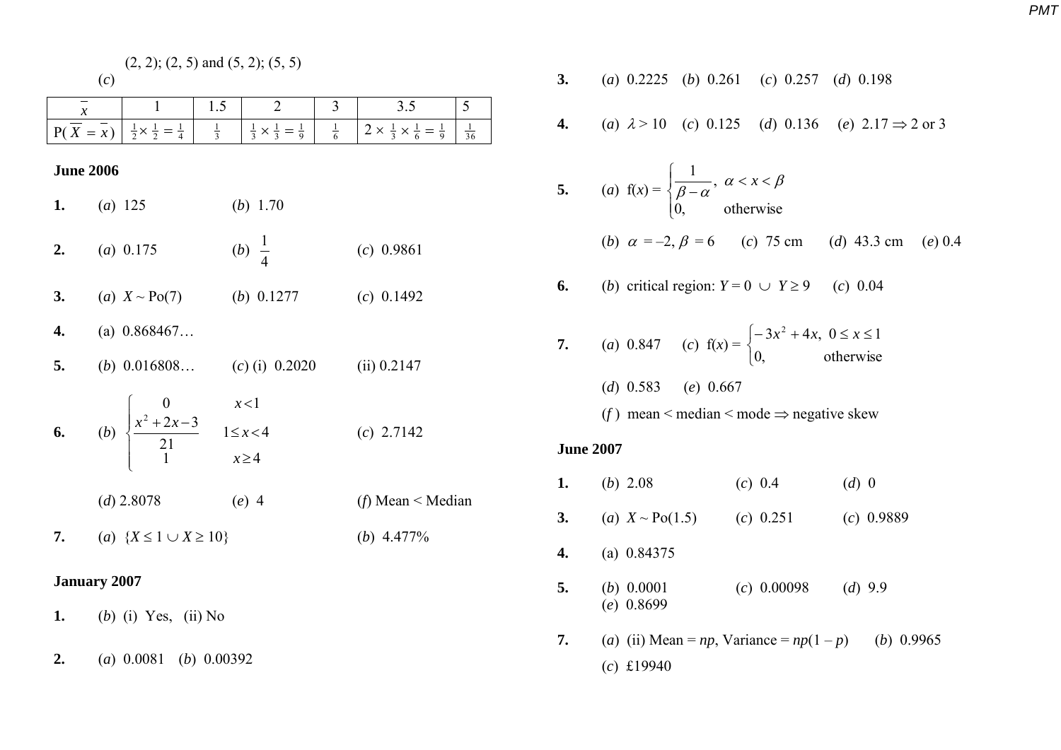(2, 2); (2, 5) and (5, 2); (5, 5)

(*c*)

| $\bar{x}$ | 1 | 1.5 | 2 | 3 | 3.5 | 5 |
|---|---|---|---|---|---|---|
| $P(\bar{X} = \bar{x})$ | $\frac{1}{2} \times \frac{1}{2} = \frac{1}{4}$ | $\frac{1}{3}$ | $\frac{1}{3} \times \frac{1}{3} = \frac{1}{9}$ | $\frac{1}{6}$ | $2 \times \frac{1}{3} \times \frac{1}{6} = \frac{1}{9}$ | $\frac{1}{36}$ |

**June 2006**

1. (*a*) 125 (*b*) 1.70

2. (*a*) 0.175 (*b*) $\frac{1}{4}$ (*c*) 0.9861

3. (*a*) $X \sim \text{Po}(7)$ (*b*) 0.1277 (*c*) 0.1492

4. (a) 0.868467…

5. (*b*) 0.016808… (*c*) (i) 0.2020 (ii) 0.2147

6. (*b*) $\begin{cases} 0 & x < 1 \\ \dfrac{x^2 + 2x - 3}{21} & 1 \le x < 4 \\ 1 & x \ge 4 \end{cases}$ (*c*) 2.7142

   (*d*) 2.8078 (*e*) 4 (*f*) Mean < Median

7. (*a*) $\{X \le 1 \cup X \ge 10\}$ (*b*) 4.477%

**January 2007**

1. (*b*) (i) Yes, (ii) No

2. (*a*) 0.0081 (*b*) 0.00392

3. (*a*) 0.2225 (*b*) 0.261 (*c*) 0.257 (*d*) 0.198

4. (*a*) $\lambda > 10$ (*c*) 0.125 (*d*) 0.136 (*e*) $2.17 \Rightarrow 2$ or 3

5. (*a*) $f(x) = \begin{cases} \dfrac{1}{\beta - \alpha}, & \alpha < x < \beta \\ 0, & \text{otherwise} \end{cases}$

   (*b*) $\alpha = -2, \beta = 6$ (*c*) 75 cm (*d*) 43.3 cm (*e*) 0.4

6. (*b*) critical region: $Y = 0 \cup Y \ge 9$ (*c*) 0.04

7. (*a*) 0.847 (*c*) $f(x) = \begin{cases} -3x^2 + 4x, & 0 \le x \le 1 \\ 0, & \text{otherwise} \end{cases}$

   (*d*) 0.583 (*e*) 0.667

   (*f*) mean < median < mode $\Rightarrow$ negative skew

**June 2007**

1. (*b*) 2.08 (*c*) 0.4 (*d*) 0

3. (*a*) $X \sim \text{Po}(1.5)$ (*c*) 0.251 (*c*) 0.9889

4. (a) 0.84375

5. (*b*) 0.0001 (*c*) 0.00098 (*d*) 9.9
   (*e*) 0.8699

7. (*a*) (ii) Mean = $np$, Variance = $np(1 - p)$ (*b*) 0.9965
   (*c*) £19940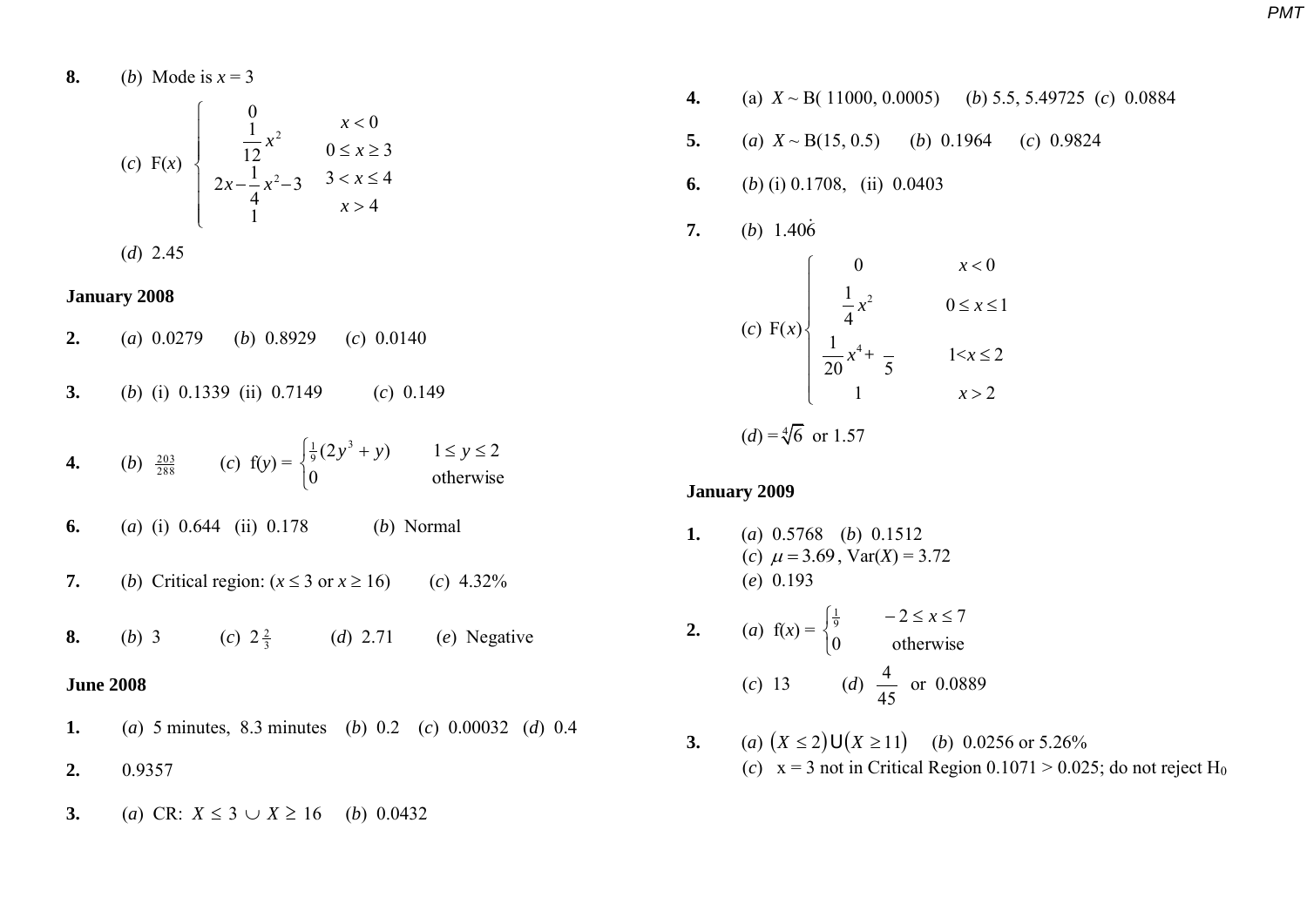**8.** (*b*) Mode is $x = 3$

(*c*) $\text{F}(x) \begin{cases} 0 & x < 0 \\ \frac{1}{12}x^2 & 0 \leq x \geq 3 \\ 2x - \frac{1}{4}x^2 - 3 & 3 < x \leq 4 \\ 1 & x > 4 \end{cases}$

(*d*) 2.45

### January 2008

**2.** (*a*) 0.0279 (*b*) 0.8929 (*c*) 0.0140

**3.** (*b*) (i) 0.1339 (ii) 0.7149 (*c*) 0.149

**4.** (*b*) $\frac{203}{288}$ (*c*) $\text{f}(y) = \begin{cases} \frac{1}{9}(2y^3 + y) & 1 \leq y \leq 2 \\ 0 & \text{otherwise} \end{cases}$

**6.** (*a*) (i) 0.644 (ii) 0.178 (*b*) Normal

**7.** (*b*) Critical region: ($x \leq 3$ or $x \geq 16$) (*c*) 4.32%

**8.** (*b*) 3 (*c*) $2\frac{2}{3}$ (*d*) 2.71 (*e*) Negative

### June 2008

**1.** (*a*) 5 minutes, 8.3 minutes (*b*) 0.2 (*c*) 0.00032 (*d*) 0.4

**2.** 0.9357

**3.** (*a*) CR: $X \leq 3 \cup X \geq 16$ (*b*) 0.0432

**4.** (a) $X \sim \text{B}(11000, 0.0005)$ (*b*) 5.5, 5.49725 (*c*) 0.0884

**5.** (*a*) $X \sim \text{B}(15, 0.5)$ (*b*) 0.1964 (*c*) 0.9824

**6.** (*b*) (i) 0.1708, (ii) 0.0403

**7.** (*b*) $1.40\dot{6}$

(*c*) $\text{F}(x) \begin{cases} 0 & x < 0 \\ \frac{1}{4}x^2 & 0 \leq x \leq 1 \\ \frac{1}{20}x^4 + \frac{}{5} & 1 < x \leq 2 \\ 1 & x > 2 \end{cases}$

(*d*) $= \sqrt[4]{6}$ or 1.57

### January 2009

**1.** (*a*) 0.5768 (*b*) 0.1512
(*c*) $\mu = 3.69$, Var($X$) = 3.72
(*e*) 0.193

**2.** (*a*) $\text{f}(x) = \begin{cases} \frac{1}{9} & -2 \leq x \leq 7 \\ 0 & \text{otherwise} \end{cases}$

(*c*) 13 (*d*) $\frac{4}{45}$ or 0.0889

**3.** (*a*) $(X \leq 2) \cup (X \geq 11)$ (*b*) 0.0256 or 5.26%
(*c*) x = 3 not in Critical Region 0.1071 > 0.025; do not reject $H_0$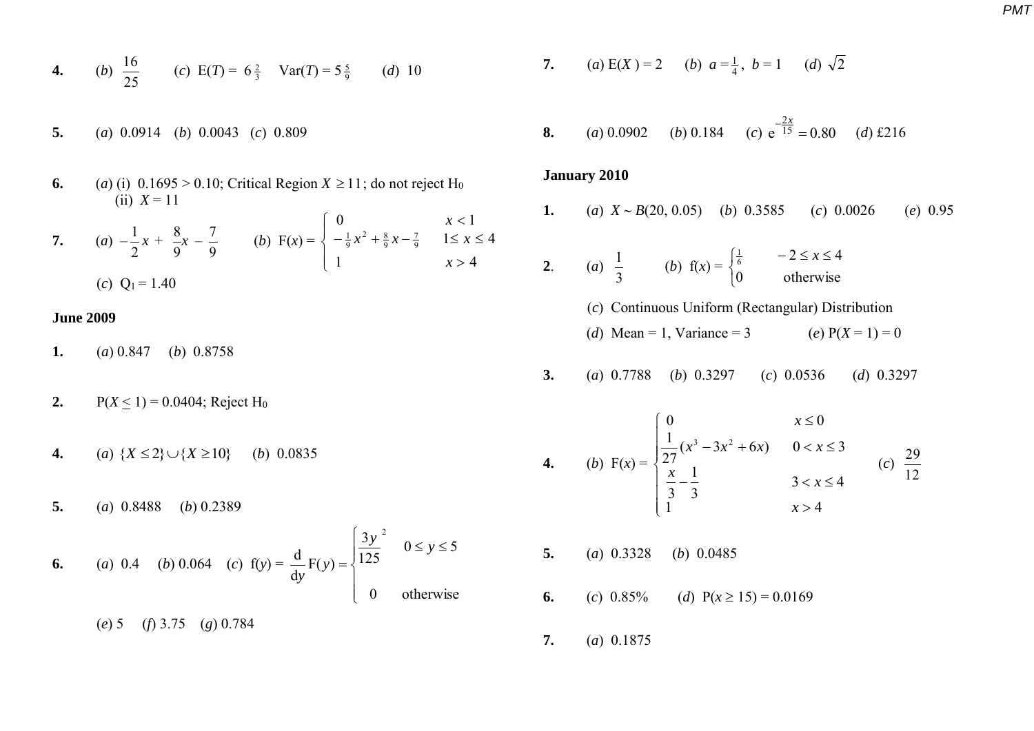**4.** (*b*) $\frac{16}{25}$ (*c*) $E(T) = 6\frac{2}{3}$ $Var(T) = 5\frac{5}{9}$ (*d*) 10

**5.** (*a*) 0.0914 (*b*) 0.0043 (*c*) 0.809

**6.** (*a*) (i) $0.1695 > 0.10$; Critical Region $X \geq 11$; do not reject $H_0$
(ii) $X = 11$

**7.** (*a*) $-\frac{1}{2}x + \frac{8}{9}x - \frac{7}{9}$ (*b*) $F(x) = \begin{cases} 0 & x < 1 \\ -\frac{1}{9}x^2 + \frac{8}{9}x - \frac{7}{9} & 1 \leq x \leq 4 \\ 1 & x > 4 \end{cases}$

(*c*) $Q_1 = 1.40$

**June 2009**

**1.** (*a*) 0.847 (*b*) 0.8758

**2.** $P(X \leq 1) = 0.0404$; Reject $H_0$

**4.** (*a*) $\{X \leq 2\} \cup \{X \geq 10\}$ (*b*) 0.0835

**5.** (*a*) 0.8488 (*b*) 0.2389

**6.** (*a*) 0.4 (*b*) 0.064 (*c*) $f(y) = \frac{d}{dy}F(y) = \begin{cases} \frac{3y^2}{125} & 0 \leq y \leq 5 \\ 0 & \text{otherwise} \end{cases}$

(*e*) 5 (*f*) 3.75 (*g*) 0.784

**7.** (*a*) $E(X) = 2$ (*b*) $a = \frac{1}{4}$, $b = 1$ (*d*) $\sqrt{2}$

**8.** (*a*) 0.0902 (*b*) 0.184 (*c*) $e^{-\frac{2x}{15}} = 0.80$ (*d*) £216

**January 2010**

**1.** (*a*) $X \sim B(20, 0.05)$ (*b*) 0.3585 (*c*) 0.0026 (*e*) 0.95

**2.** (*a*) $\frac{1}{3}$ (*b*) $f(x) = \begin{cases} \frac{1}{6} & -2 \leq x \leq 4 \\ 0 & \text{otherwise} \end{cases}$

(*c*) Continuous Uniform (Rectangular) Distribution

(*d*) Mean = 1, Variance = 3 (*e*) $P(X = 1) = 0$

**3.** (*a*) 0.7788 (*b*) 0.3297 (*c*) 0.0536 (*d*) 0.3297

**4.** (*b*) $F(x) = \begin{cases} 0 & x \leq 0 \\ \frac{1}{27}(x^3 - 3x^2 + 6x) & 0 < x \leq 3 \\ \frac{x}{3} - \frac{1}{3} & 3 < x \leq 4 \\ 1 & x > 4 \end{cases}$ (*c*) $\frac{29}{12}$

**5.** (*a*) 0.3328 (*b*) 0.0485

**6.** (*c*) 0.85% (*d*) $P(x \geq 15) = 0.0169$

**7.** (*a*) 0.1875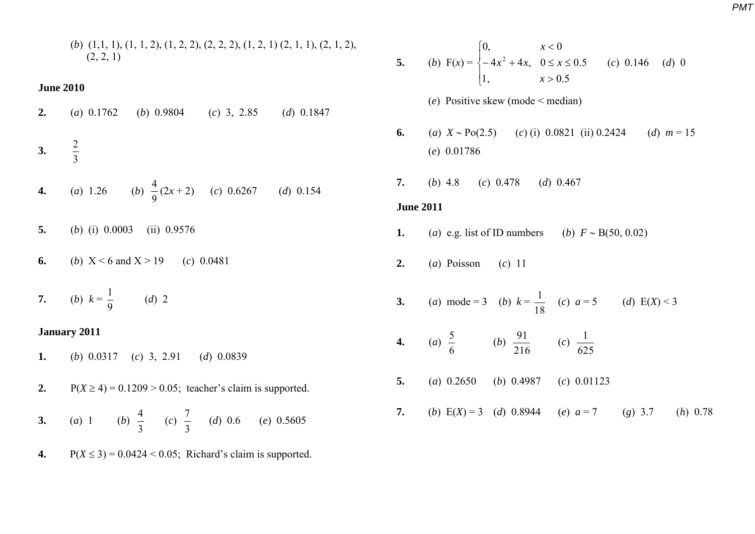(*b*) (1,1, 1), (1, 1, 2), (1, 2, 2), (2, 2, 2), (1, 2, 1) (2, 1, 1), (2, 1, 2), (2, 2, 1)

**June 2010**

**2.** (*a*) 0.1762 (*b*) 0.9804 (*c*) 3, 2.85 (*d*) 0.1847

**3.** $\frac{2}{3}$

**4.** (*a*) 1.26 (*b*) $\frac{4}{9}(2x + 2)$ (*c*) 0.6267 (*d*) 0.154

**5.** (*b*) (i) 0.0003 (ii) 0.9576

**6.** (*b*) X < 6 and X > 19 (*c*) 0.0481

**7.** (*b*) $k = \frac{1}{9}$ (*d*) 2

**January 2011**

**1.** (*b*) 0.0317 (*c*) 3, 2.91 (*d*) 0.0839

**2.** $P(X \geq 4) = 0.1209 > 0.05$; teacher's claim is supported.

**3.** (*a*) 1 (*b*) $\frac{4}{3}$ (*c*) $\frac{7}{3}$ (*d*) 0.6 (*e*) 0.5605

**4.** $P(X \leq 3) = 0.0424 < 0.05$; Richard's claim is supported.

**5.** (*b*) $F(x) = \begin{cases} 0, & x < 0 \\ -4x^2 + 4x, & 0 \leq x \leq 0.5 \\ 1, & x > 0.5 \end{cases}$ (*c*) 0.146 (*d*) 0

(*e*) Positive skew (mode < median)

**6.** (*a*) $X \sim \text{Po}(2.5)$ (*c*) (i) 0.0821 (ii) 0.2424 (*d*) $m = 15$

(*e*) 0.01786

**7.** (*b*) 4.8 (*c*) 0.478 (*d*) 0.467

**June 2011**

**1.** (*a*) e.g. list of ID numbers (*b*) $F \sim B(50, 0.02)$

**2.** (*a*) Poisson (*c*) 11

**3.** (*a*) mode = 3 (*b*) $k = \frac{1}{18}$ (*c*) $a = 5$ (*d*) $E(X) < 3$

**4.** (*a*) $\frac{5}{6}$ (*b*) $\frac{91}{216}$ (*c*) $\frac{1}{625}$

**5.** (*a*) 0.2650 (*b*) 0.4987 (*c*) 0.01123

**7.** (*b*) $E(X) = 3$ (*d*) 0.8944 (*e*) $a = 7$ (*g*) 3.7 (*h*) 0.78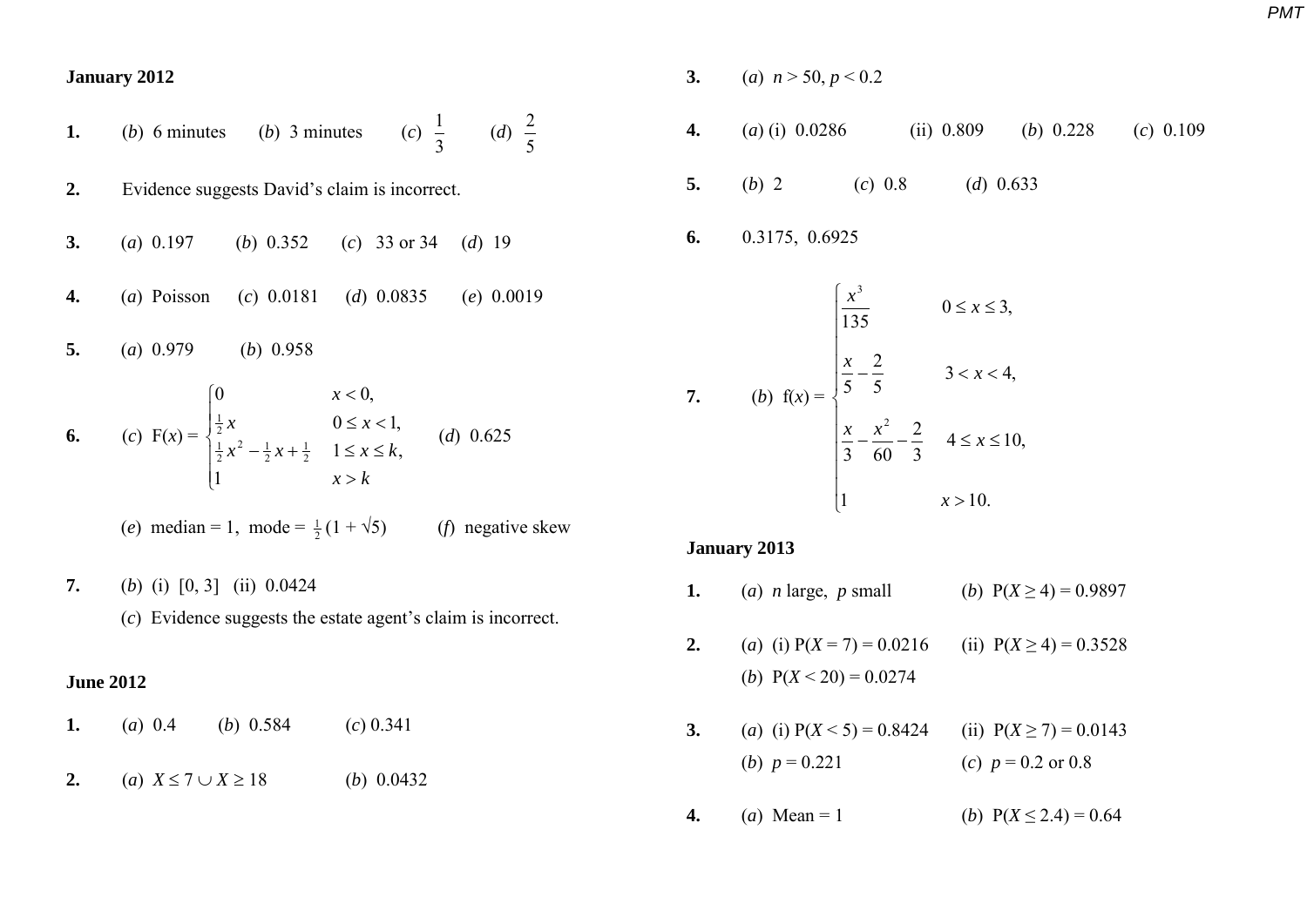**January 2012**

**1.** (*b*) 6 minutes (*b*) 3 minutes (*c*) $\frac{1}{3}$ (*d*) $\frac{2}{5}$

**2.** Evidence suggests David's claim is incorrect.

**3.** (*a*) 0.197 (*b*) 0.352 (*c*) 33 or 34 (*d*) 19

**4.** (*a*) Poisson (*c*) 0.0181 (*d*) 0.0835 (*e*) 0.0019

**5.** (*a*) 0.979 (*b*) 0.958

**6.** (*c*) $\text{F}(x) = \begin{cases} 0 & x < 0, \\ \frac{1}{2}x & 0 \le x < 1, \\ \frac{1}{2}x^2 - \frac{1}{2}x + \frac{1}{2} & 1 \le x \le k, \\ 1 & x > k \end{cases}$ (*d*) 0.625

(*e*) median = 1, mode = $\frac{1}{2}(1 + \sqrt{5})$ (*f*) negative skew

**7.** (*b*) (i) [0, 3] (ii) 0.0424

(*c*) Evidence suggests the estate agent's claim is incorrect.

**June 2012**

**1.** (*a*) 0.4 (*b*) 0.584 (*c*) 0.341

**2.** (*a*) $X \le 7 \cup X \ge 18$ (*b*) 0.0432

**3.** (*a*) $n > 50$, $p < 0.2$

**4.** (*a*) (i) 0.0286 (ii) 0.809 (*b*) 0.228 (*c*) 0.109

**5.** (*b*) 2 (*c*) 0.8 (*d*) 0.633

**6.** 0.3175, 0.6925

**7.** (*b*) $\text{f}(x) = \begin{cases} \dfrac{x^3}{135} & 0 \le x \le 3, \\ \dfrac{x}{5} - \dfrac{2}{5} & 3 < x < 4, \\ \dfrac{x}{3} - \dfrac{x^2}{60} - \dfrac{2}{3} & 4 \le x \le 10, \\ 1 & x > 10. \end{cases}$

**January 2013**

**1.** (*a*) $n$ large, $p$ small (*b*) $\text{P}(X \ge 4) = 0.9897$

**2.** (*a*) (i) $\text{P}(X = 7) = 0.0216$ (ii) $\text{P}(X \ge 4) = 0.3528$

(*b*) $\text{P}(X < 20) = 0.0274$

**3.** (*a*) (i) $\text{P}(X < 5) = 0.8424$ (ii) $\text{P}(X \ge 7) = 0.0143$

(*b*) $p = 0.221$ (*c*) $p = 0.2$ or $0.8$

**4.** (*a*) Mean = 1 (*b*) $\text{P}(X \le 2.4) = 0.64$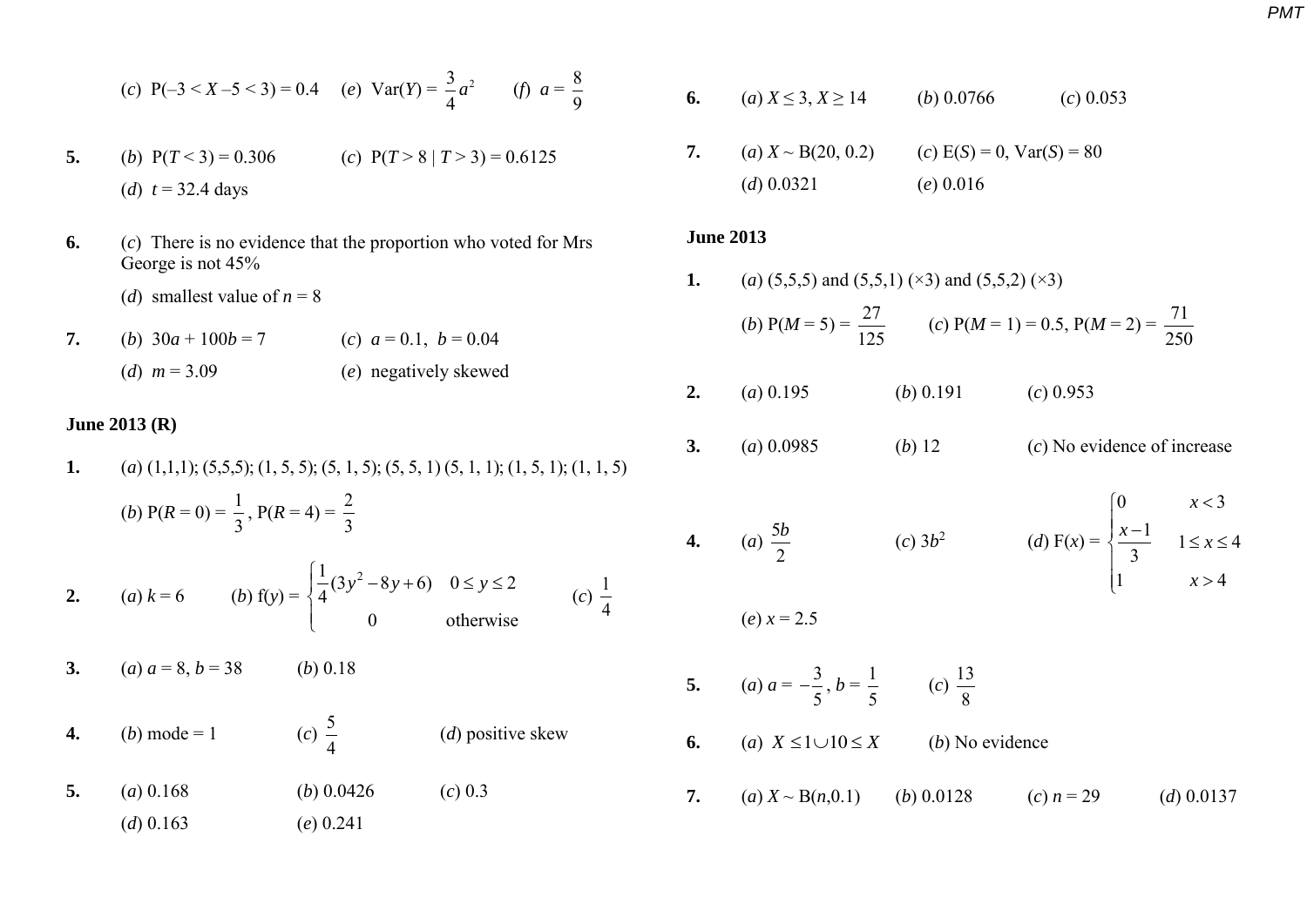(*c*) $P(-3 < X - 5 < 3) = 0.4$ (*e*) $\text{Var}(Y) = \frac{3}{4}a^2$ (*f*) $a = \frac{8}{9}$

**5.** (*b*) $P(T < 3) = 0.306$ (*c*) $P(T > 8 \mid T > 3) = 0.6125$

(*d*) $t = 32.4$ days

**6.** (*c*) There is no evidence that the proportion who voted for Mrs George is not 45%

(*d*) smallest value of $n = 8$

**7.** (*b*) $30a + 100b = 7$ (*c*) $a = 0.1,\ b = 0.04$

(*d*) $m = 3.09$ (*e*) negatively skewed

**June 2013 (R)**

**1.** (*a*) (1,1,1); (5,5,5); (1, 5, 5); (5, 1, 5); (5, 5, 1) (5, 1, 1); (1, 5, 1); (1, 1, 5)

(*b*) $P(R = 0) = \frac{1}{3}$, $P(R = 4) = \frac{2}{3}$

**2.** (*a*) $k = 6$ (*b*) $f(y) = \begin{cases} \frac{1}{4}(3y^2 - 8y + 6) & 0 \le y \le 2 \\ 0 & \text{otherwise} \end{cases}$ (*c*) $\frac{1}{4}$

**3.** (*a*) $a = 8$, $b = 38$ (*b*) 0.18

**4.** (*b*) mode = 1 (*c*) $\frac{5}{4}$ (*d*) positive skew

**5.** (*a*) 0.168 (*b*) 0.0426 (*c*) 0.3

(*d*) 0.163 (*e*) 0.241

**6.** (*a*) $X \le 3$, $X \ge 14$ (*b*) 0.0766 (*c*) 0.053

**7.** (*a*) $X \sim B(20, 0.2)$ (*c*) $E(S) = 0$, $\text{Var}(S) = 80$

(*d*) 0.0321 (*e*) 0.016

**June 2013**

**1.** (*a*) (5,5,5) and (5,5,1) (×3) and (5,5,2) (×3)

(*b*) $P(M = 5) = \frac{27}{125}$ (*c*) $P(M = 1) = 0.5$, $P(M = 2) = \frac{71}{250}$

**2.** (*a*) 0.195 (*b*) 0.191 (*c*) 0.953

**3.** (*a*) 0.0985 (*b*) 12 (*c*) No evidence of increase

**4.** (*a*) $\frac{5b}{2}$ (*c*) $3b^2$ (*d*) $F(x) = \begin{cases} 0 & x < 3 \\ \frac{x-1}{3} & 1 \le x \le 4 \\ 1 & x > 4 \end{cases}$

(*e*) $x = 2.5$

**5.** (*a*) $a = -\frac{3}{5}$, $b = \frac{1}{5}$ (*c*) $\frac{13}{8}$

**6.** (*a*) $X \le 1 \cup 10 \le X$ (*b*) No evidence

**7.** (*a*) $X \sim B(n, 0.1)$ (*b*) 0.0128 (*c*) $n = 29$ (*d*) 0.0137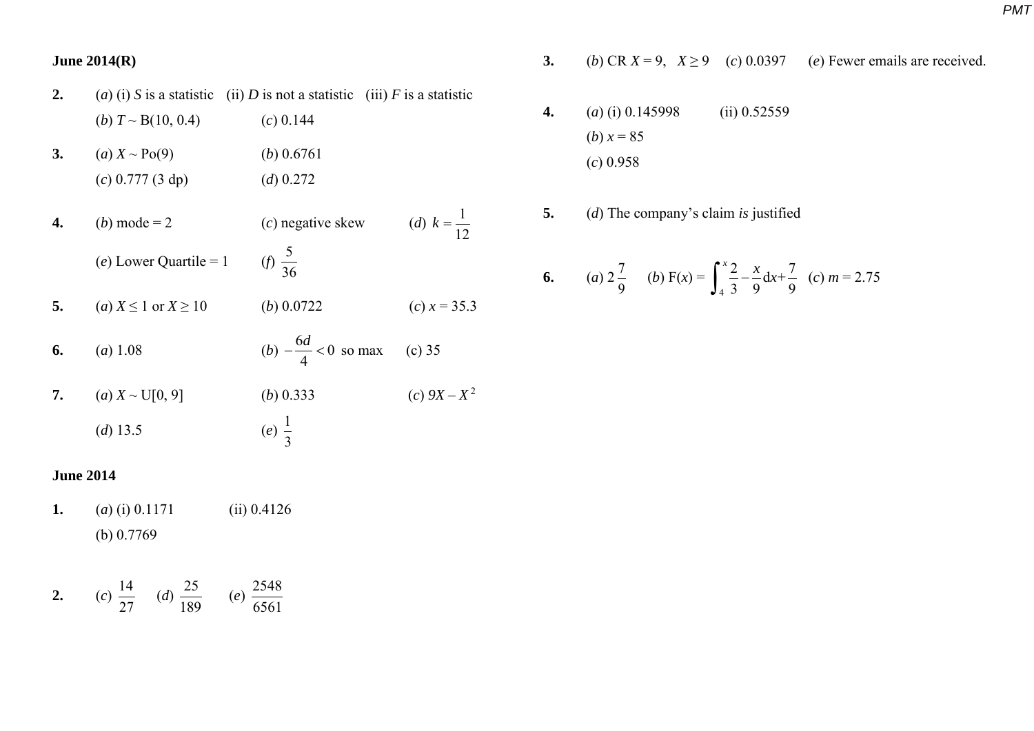**June 2014(R)**

**2.** (*a*) (i) *S* is a statistic (ii) *D* is not a statistic (iii) *F* is a statistic

(*b*) $T \sim B(10, 0.4)$ (*c*) 0.144

**3.** (*a*) $X \sim Po(9)$ (*b*) 0.6761

(*c*) 0.777 (3 dp) (*d*) 0.272

**4.** (*b*) mode = 2 (*c*) negative skew (*d*) $k = \frac{1}{12}$

(*e*) Lower Quartile = 1 (*f*) $\frac{5}{36}$

**5.** (*a*) $X \leq 1$ or $X \geq 10$ (*b*) 0.0722 (*c*) $x = 35.3$

**6.** (*a*) 1.08 (*b*) $-\frac{6d}{4} < 0$ so max (c) 35

**7.** (*a*) $X \sim U[0, 9]$ (*b*) 0.333 (*c*) $9X - X^2$

(*d*) 13.5 (*e*) $\frac{1}{3}$

**June 2014**

**1.** (*a*) (i) 0.1171 (ii) 0.4126

(b) 0.7769

**2.** (*c*) $\frac{14}{27}$ (*d*) $\frac{25}{189}$ (*e*) $\frac{2548}{6561}$

**3.** (*b*) CR $X = 9$, $X \geq 9$ (*c*) 0.0397 (*e*) Fewer emails are received.

**4.** (*a*) (i) 0.145998 (ii) 0.52559

(*b*) $x = 85$

(*c*) 0.958

**5.** (*d*) The company's claim *is* justified

**6.** (*a*) $2\frac{7}{9}$ (*b*) $F(x) = \int_4^x \frac{2}{3} - \frac{x}{9} dx + \frac{7}{9}$ (*c*) $m = 2.75$